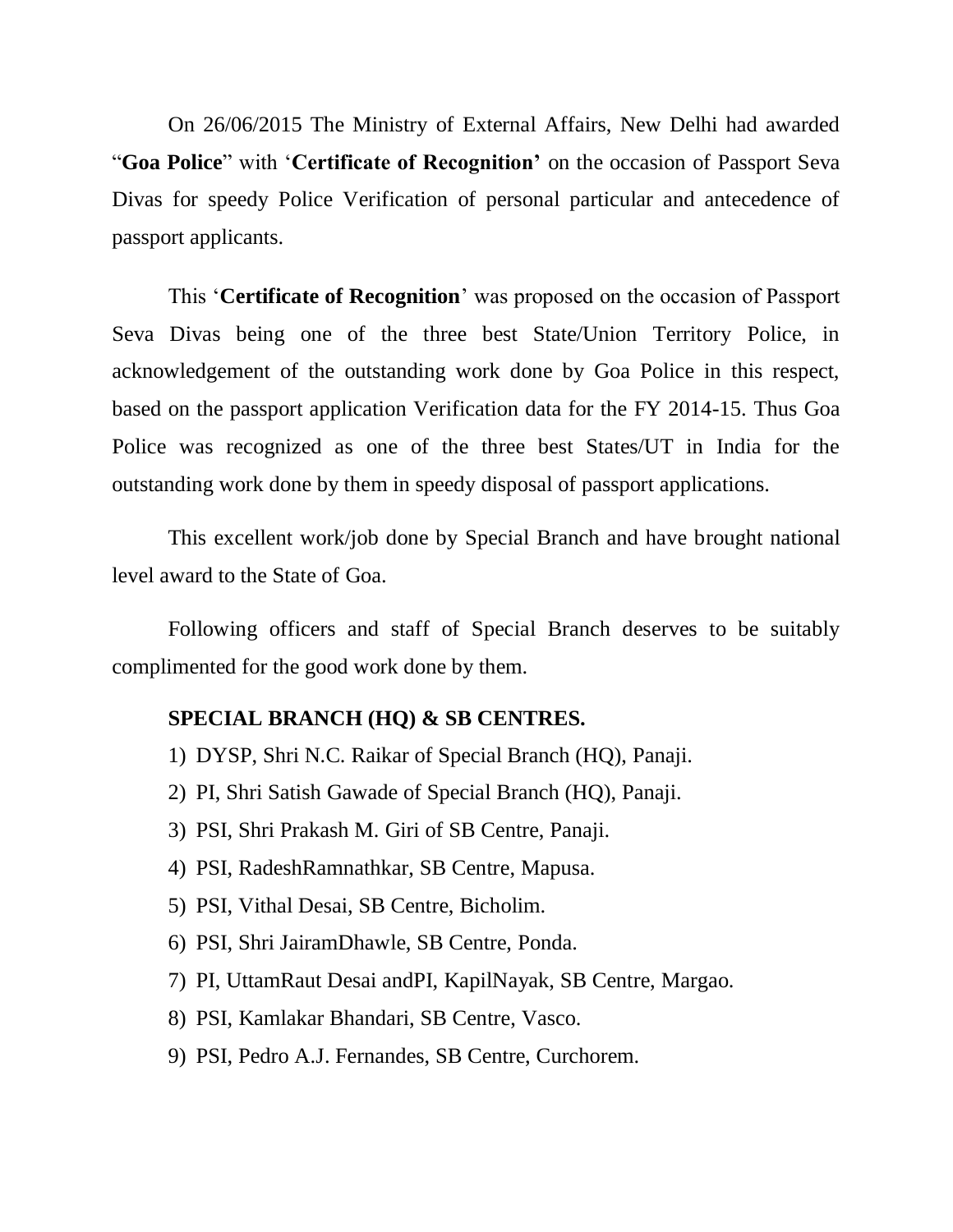On 26/06/2015 The Ministry of External Affairs, New Delhi had awarded "**Goa Police**" with '**Certificate of Recognition'** on the occasion of Passport Seva Divas for speedy Police Verification of personal particular and antecedence of passport applicants.

This '**Certificate of Recognition**' was proposed on the occasion of Passport Seva Divas being one of the three best State/Union Territory Police, in acknowledgement of the outstanding work done by Goa Police in this respect, based on the passport application Verification data for the FY 2014-15. Thus Goa Police was recognized as one of the three best States/UT in India for the outstanding work done by them in speedy disposal of passport applications.

This excellent work/job done by Special Branch and have brought national level award to the State of Goa.

Following officers and staff of Special Branch deserves to be suitably complimented for the good work done by them.

**SPECIAL BRANCH (HQ) & SB CENTRES.**

1) DYSP, Shri N.C. Raikar of Special Branch (HQ), Panaji.
2) PI, Shri Satish Gawade of Special Branch (HQ), Panaji.
3) PSI, Shri Prakash M. Giri of SB Centre, Panaji.
4) PSI, RadeshRamnathkar, SB Centre, Mapusa.
5) PSI, Vithal Desai, SB Centre, Bicholim.
6) PSI, Shri JairamDhawle, SB Centre, Ponda.
7) PI, UttamRaut Desai andPI, KapilNayak, SB Centre, Margao.
8) PSI, Kamlakar Bhandari, SB Centre, Vasco.
9) PSI, Pedro A.J. Fernandes, SB Centre, Curchorem.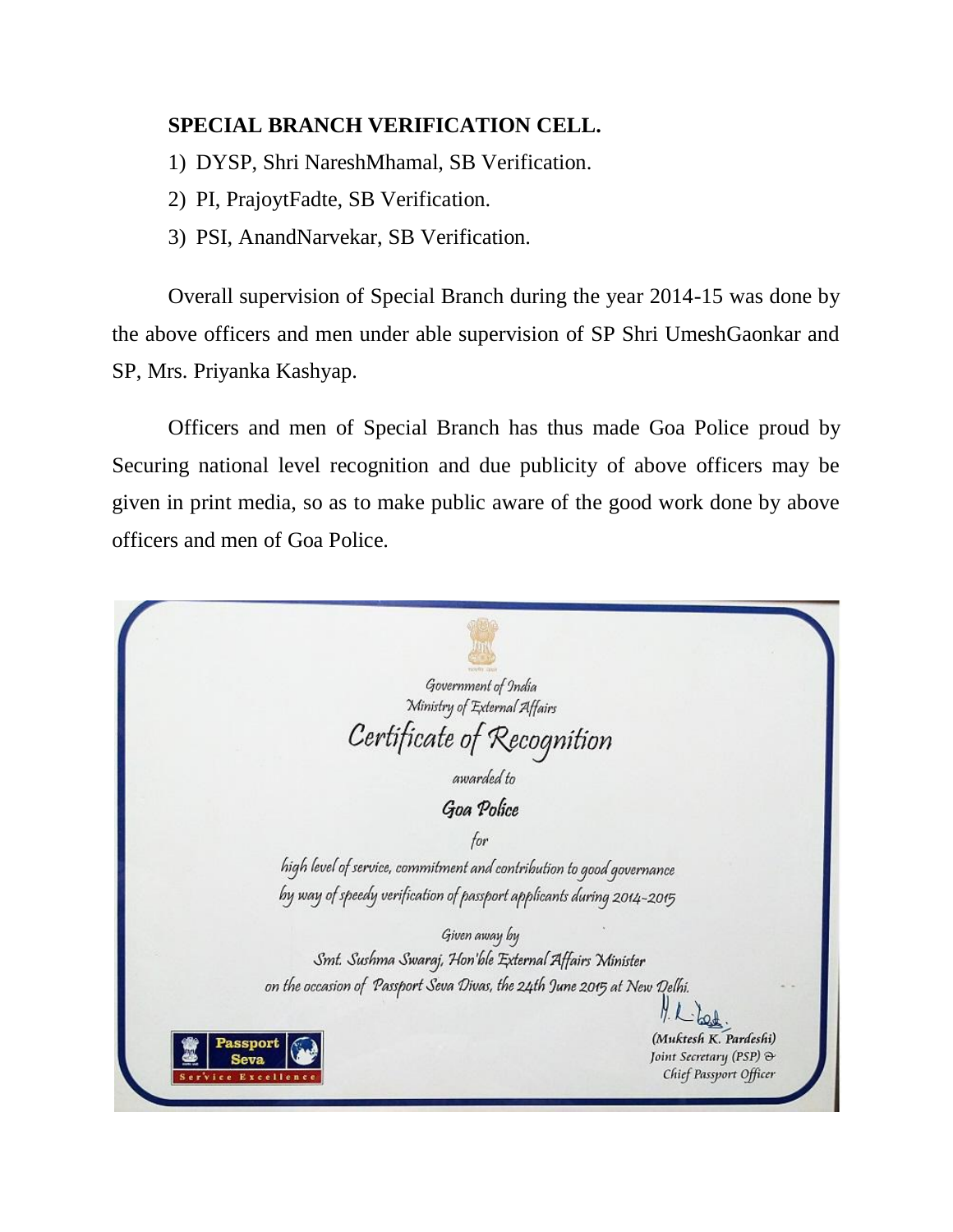**SPECIAL BRANCH VERIFICATION CELL.**

1) DYSP, Shri NareshMhamal, SB Verification.
2) PI, PrajoytFadte, SB Verification.
3) PSI, AnandNarvekar, SB Verification.

Overall supervision of Special Branch during the year 2014-15 was done by the above officers and men under able supervision of SP Shri UmeshGaonkar and SP, Mrs. Priyanka Kashyap.

Officers and men of Special Branch has thus made Goa Police proud by Securing national level recognition and due publicity of above officers may be given in print media, so as to make public aware of the good work done by above officers and men of Goa Police.

Government of India
Ministry of External Affairs

Certificate of Recognition

awarded to

Goa Police

for

high level of service, commitment and contribution to good governance by way of speedy verification of passport applicants during 2014-2015

Given away by

Smt. Sushma Swaraj, Hon'ble External Affairs Minister
on the occasion of Passport Seva Divas, the 24th June 2015 at New Delhi.

(Muktesh K. Pardeshi)
Joint Secretary (PSP) &
Chief Passport Officer

Passport Seva
Service Excellence